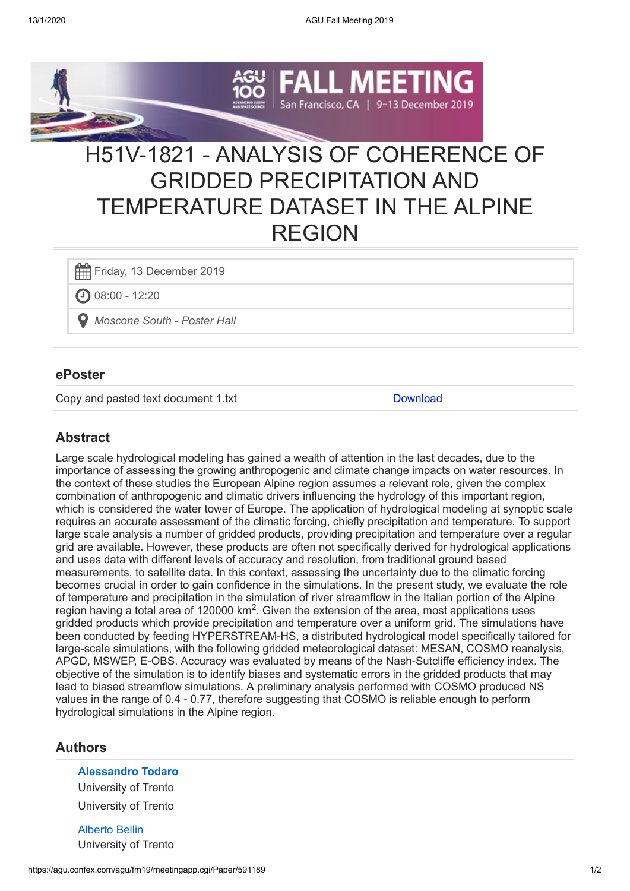# H51V-1821 - ANALYSIS OF COHERENCE OF GRIDDED PRECIPITATION AND TEMPERATURE DATASET IN THE ALPINE REGION

Friday, 13 December 2019

08:00 - 12:20

*Moscone South - Poster Hall*

## ePoster

| Copy and pasted text document 1.txt | Download |
|---|---|

## Abstract

Large scale hydrological modeling has gained a wealth of attention in the last decades, due to the importance of assessing the growing anthropogenic and climate change impacts on water resources. In the context of these studies the European Alpine region assumes a relevant role, given the complex combination of anthropogenic and climatic drivers influencing the hydrology of this important region, which is considered the water tower of Europe. The application of hydrological modeling at synoptic scale requires an accurate assessment of the climatic forcing, chiefly precipitation and temperature. To support large scale analysis a number of gridded products, providing precipitation and temperature over a regular grid are available. However, these products are often not specifically derived for hydrological applications and uses data with different levels of accuracy and resolution, from traditional ground based measurements, to satellite data. In this context, assessing the uncertainty due to the climatic forcing becomes crucial in order to gain confidence in the simulations. In the present study, we evaluate the role of temperature and precipitation in the simulation of river streamflow in the Italian portion of the Alpine region having a total area of 120000 km$^2$. Given the extension of the area, most applications uses gridded products which provide precipitation and temperature over a uniform grid. The simulations have been conducted by feeding HYPERSTREAM-HS, a distributed hydrological model specifically tailored for large-scale simulations, with the following gridded meteorological dataset: MESAN, COSMO reanalysis, APGD, MSWEP, E-OBS. Accuracy was evaluated by means of the Nash-Sutcliffe efficiency index. The objective of the simulation is to identify biases and systematic errors in the gridded products that may lead to biased streamflow simulations. A preliminary analysis performed with COSMO produced NS values in the range of 0.4 - 0.77, therefore suggesting that COSMO is reliable enough to perform hydrological simulations in the Alpine region.

## Authors

**Alessandro Todaro**
University of Trento
University of Trento

Alberto Bellin
University of Trento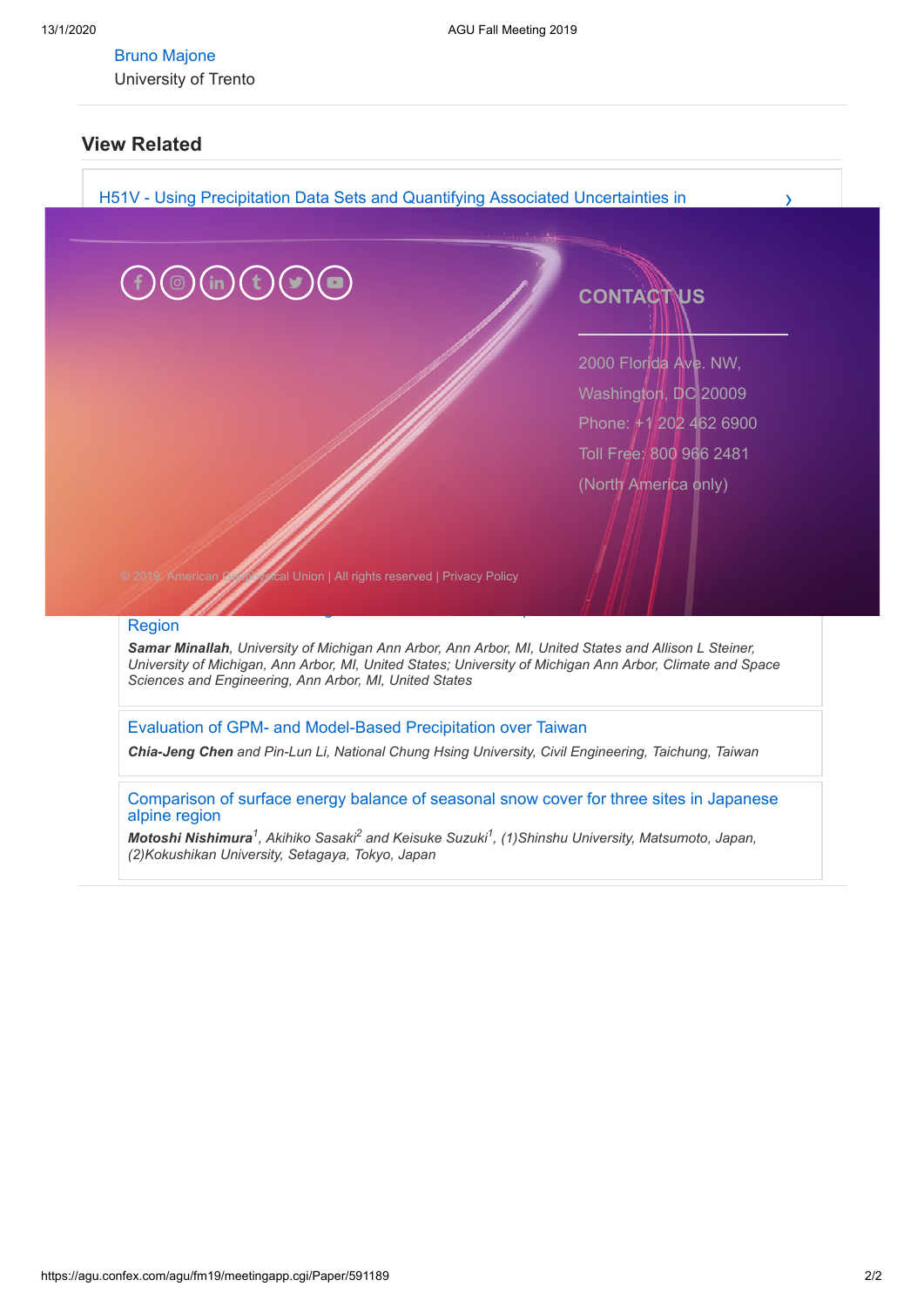Bruno Majone
University of Trento

## View Related

H51V - Using Precipitation Data Sets and Quantifying Associated Uncertainties in ›

CONTACT US

2000 Florida Ave. NW,
Washington, DC 20009
Phone: +1 202 462 6900
Toll Free: 800 966 2481
(North America only)

© 2019. American Geophysical Union | All rights reserved | Privacy Policy

Region

***Samar Minallah**, University of Michigan Ann Arbor, Ann Arbor, MI, United States and Allison L Steiner, University of Michigan, Ann Arbor, MI, United States; University of Michigan Ann Arbor, Climate and Space Sciences and Engineering, Ann Arbor, MI, United States*

Evaluation of GPM- and Model-Based Precipitation over Taiwan

***Chia-Jeng Chen** and Pin-Lun Li, National Chung Hsing University, Civil Engineering, Taichung, Taiwan*

Comparison of surface energy balance of seasonal snow cover for three sites in Japanese alpine region

***Motoshi Nishimura**[1], Akihiko Sasaki[2] and Keisuke Suzuki[1], (1)Shinshu University, Matsumoto, Japan, (2)Kokushikan University, Setagaya, Tokyo, Japan*